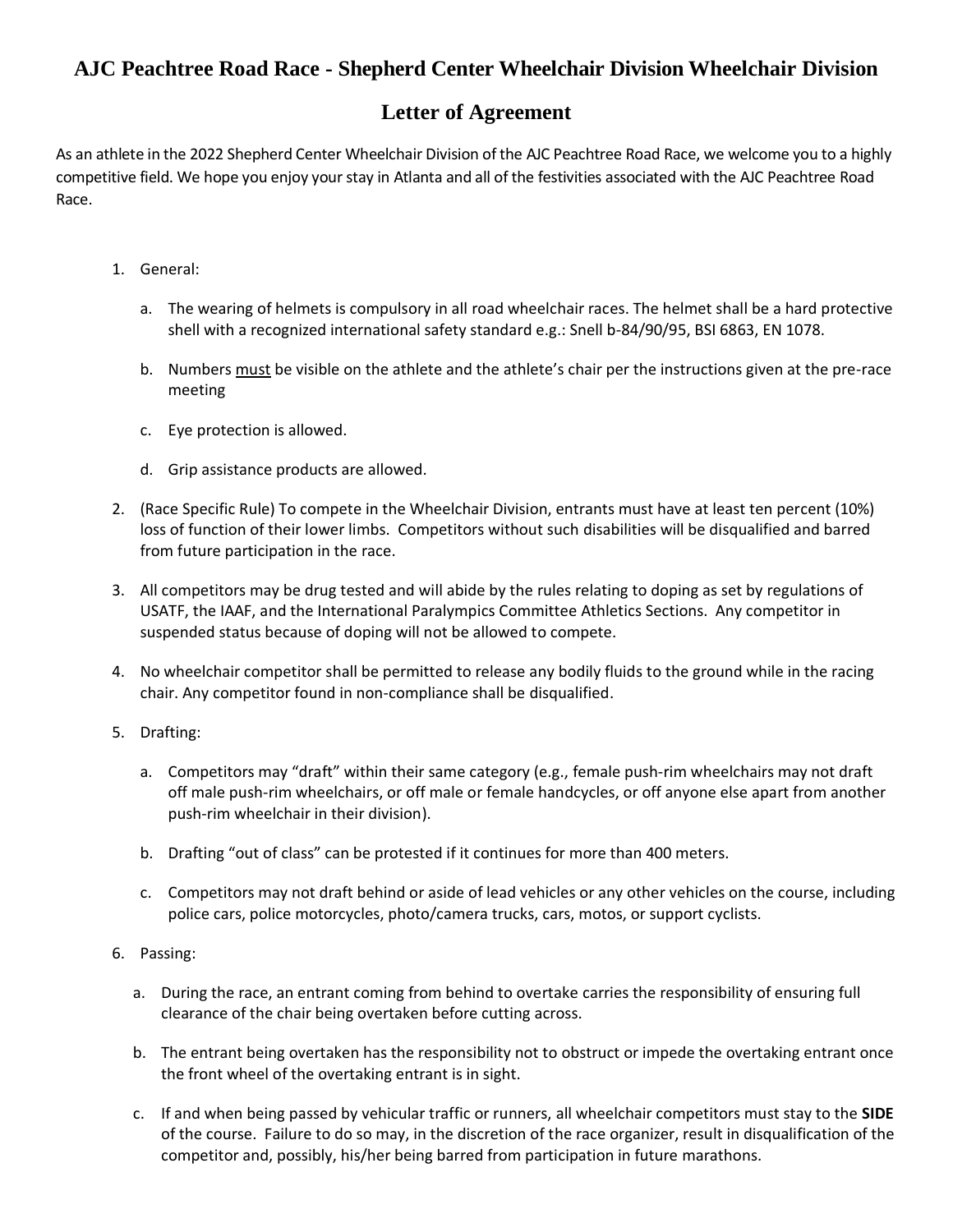# AJC Peachtree Road Race - Shepherd Center Wheelchair Division Wheelchair Division

## Letter of Agreement

As an athlete in the 2022 Shepherd Center Wheelchair Division of the AJC Peachtree Road Race, we welcome you to a highly competitive field. We hope you enjoy your stay in Atlanta and all of the festivities associated with the AJC Peachtree Road Race.

1. General:

   a. The wearing of helmets is compulsory in all road wheelchair races. The helmet shall be a hard protective shell with a recognized international safety standard e.g.: Snell b-84/90/95, BSI 6863, EN 1078.

   b. Numbers <u>must</u> be visible on the athlete and the athlete's chair per the instructions given at the pre-race meeting

   c. Eye protection is allowed.

   d. Grip assistance products are allowed.

2. (Race Specific Rule) To compete in the Wheelchair Division, entrants must have at least ten percent (10%) loss of function of their lower limbs. Competitors without such disabilities will be disqualified and barred from future participation in the race.

3. All competitors may be drug tested and will abide by the rules relating to doping as set by regulations of USATF, the IAAF, and the International Paralympics Committee Athletics Sections. Any competitor in suspended status because of doping will not be allowed to compete.

4. No wheelchair competitor shall be permitted to release any bodily fluids to the ground while in the racing chair. Any competitor found in non-compliance shall be disqualified.

5. Drafting:

   a. Competitors may "draft" within their same category (e.g., female push-rim wheelchairs may not draft off male push-rim wheelchairs, or off male or female handcycles, or off anyone else apart from another push-rim wheelchair in their division).

   b. Drafting "out of class" can be protested if it continues for more than 400 meters.

   c. Competitors may not draft behind or aside of lead vehicles or any other vehicles on the course, including police cars, police motorcycles, photo/camera trucks, cars, motos, or support cyclists.

6. Passing:

   a. During the race, an entrant coming from behind to overtake carries the responsibility of ensuring full clearance of the chair being overtaken before cutting across.

   b. The entrant being overtaken has the responsibility not to obstruct or impede the overtaking entrant once the front wheel of the overtaking entrant is in sight.

   c. If and when being passed by vehicular traffic or runners, all wheelchair competitors must stay to the **SIDE** of the course. Failure to do so may, in the discretion of the race organizer, result in disqualification of the competitor and, possibly, his/her being barred from participation in future marathons.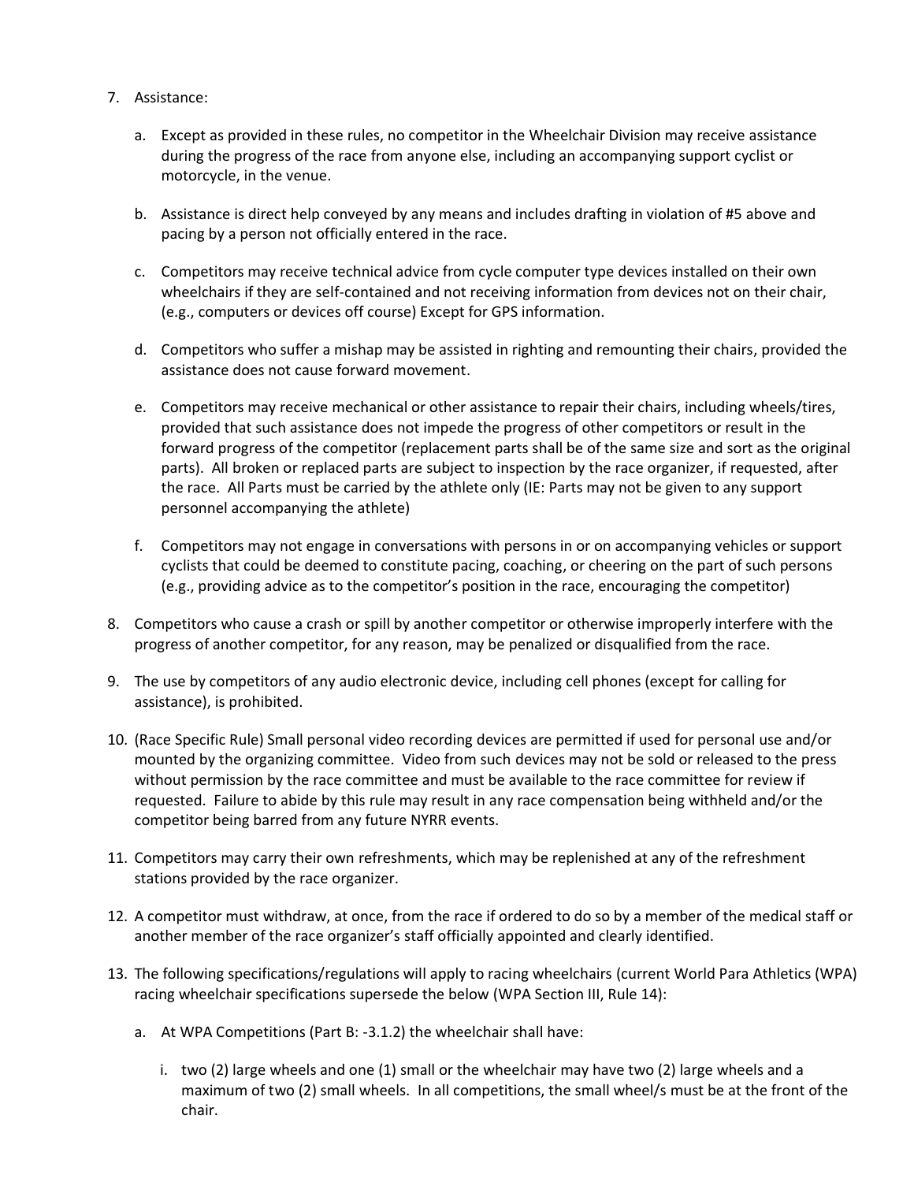7. Assistance:

   a. Except as provided in these rules, no competitor in the Wheelchair Division may receive assistance during the progress of the race from anyone else, including an accompanying support cyclist or motorcycle, in the venue.

   b. Assistance is direct help conveyed by any means and includes drafting in violation of #5 above and pacing by a person not officially entered in the race.

   c. Competitors may receive technical advice from cycle computer type devices installed on their own wheelchairs if they are self-contained and not receiving information from devices not on their chair, (e.g., computers or devices off course) Except for GPS information.

   d. Competitors who suffer a mishap may be assisted in righting and remounting their chairs, provided the assistance does not cause forward movement.

   e. Competitors may receive mechanical or other assistance to repair their chairs, including wheels/tires, provided that such assistance does not impede the progress of other competitors or result in the forward progress of the competitor (replacement parts shall be of the same size and sort as the original parts). All broken or replaced parts are subject to inspection by the race organizer, if requested, after the race. All Parts must be carried by the athlete only (IE: Parts may not be given to any support personnel accompanying the athlete)

   f. Competitors may not engage in conversations with persons in or on accompanying vehicles or support cyclists that could be deemed to constitute pacing, coaching, or cheering on the part of such persons (e.g., providing advice as to the competitor's position in the race, encouraging the competitor)

8. Competitors who cause a crash or spill by another competitor or otherwise improperly interfere with the progress of another competitor, for any reason, may be penalized or disqualified from the race.

9. The use by competitors of any audio electronic device, including cell phones (except for calling for assistance), is prohibited.

10. (Race Specific Rule) Small personal video recording devices are permitted if used for personal use and/or mounted by the organizing committee. Video from such devices may not be sold or released to the press without permission by the race committee and must be available to the race committee for review if requested. Failure to abide by this rule may result in any race compensation being withheld and/or the competitor being barred from any future NYRR events.

11. Competitors may carry their own refreshments, which may be replenished at any of the refreshment stations provided by the race organizer.

12. A competitor must withdraw, at once, from the race if ordered to do so by a member of the medical staff or another member of the race organizer's staff officially appointed and clearly identified.

13. The following specifications/regulations will apply to racing wheelchairs (current World Para Athletics (WPA) racing wheelchair specifications supersede the below (WPA Section III, Rule 14):

   a. At WPA Competitions (Part B: -3.1.2) the wheelchair shall have:

      i. two (2) large wheels and one (1) small or the wheelchair may have two (2) large wheels and a maximum of two (2) small wheels. In all competitions, the small wheel/s must be at the front of the chair.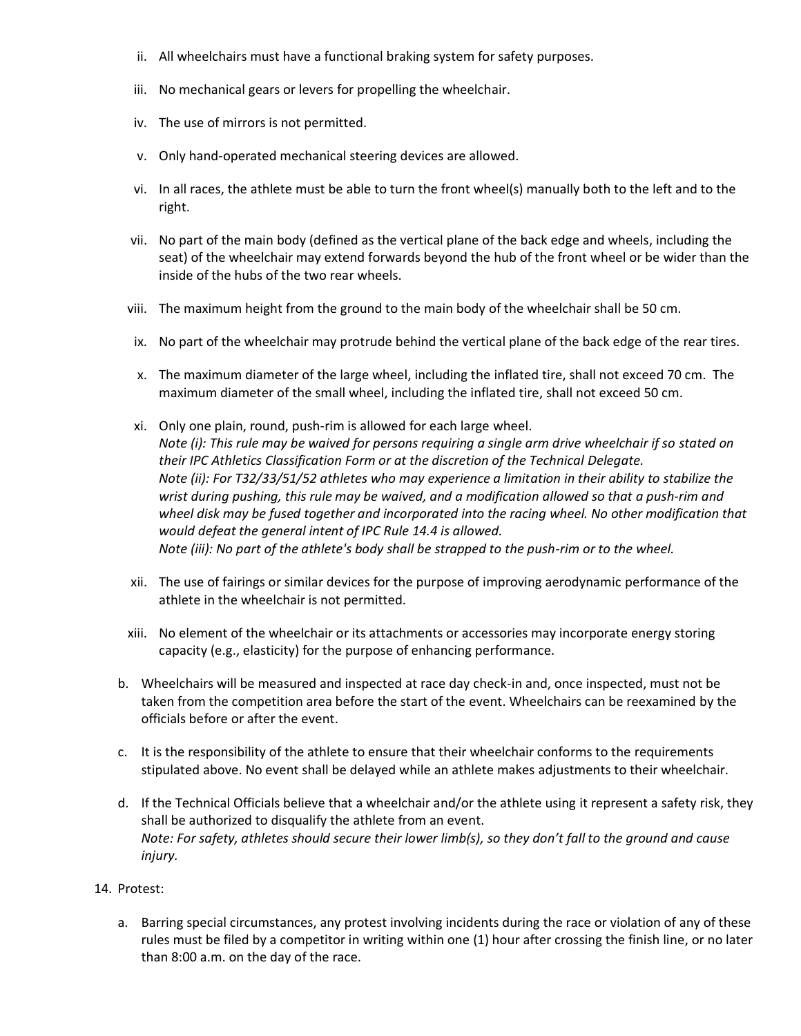ii. All wheelchairs must have a functional braking system for safety purposes.

iii. No mechanical gears or levers for propelling the wheelchair.

iv. The use of mirrors is not permitted.

v. Only hand-operated mechanical steering devices are allowed.

vi. In all races, the athlete must be able to turn the front wheel(s) manually both to the left and to the right.

vii. No part of the main body (defined as the vertical plane of the back edge and wheels, including the seat) of the wheelchair may extend forwards beyond the hub of the front wheel or be wider than the inside of the hubs of the two rear wheels.

viii. The maximum height from the ground to the main body of the wheelchair shall be 50 cm.

ix. No part of the wheelchair may protrude behind the vertical plane of the back edge of the rear tires.

x. The maximum diameter of the large wheel, including the inflated tire, shall not exceed 70 cm. The maximum diameter of the small wheel, including the inflated tire, shall not exceed 50 cm.

xi. Only one plain, round, push-rim is allowed for each large wheel.
*Note (i): This rule may be waived for persons requiring a single arm drive wheelchair if so stated on their IPC Athletics Classification Form or at the discretion of the Technical Delegate.*
*Note (ii): For T32/33/51/52 athletes who may experience a limitation in their ability to stabilize the wrist during pushing, this rule may be waived, and a modification allowed so that a push-rim and wheel disk may be fused together and incorporated into the racing wheel. No other modification that would defeat the general intent of IPC Rule 14.4 is allowed.*
*Note (iii): No part of the athlete's body shall be strapped to the push-rim or to the wheel.*

xii. The use of fairings or similar devices for the purpose of improving aerodynamic performance of the athlete in the wheelchair is not permitted.

xiii. No element of the wheelchair or its attachments or accessories may incorporate energy storing capacity (e.g., elasticity) for the purpose of enhancing performance.

b. Wheelchairs will be measured and inspected at race day check-in and, once inspected, must not be taken from the competition area before the start of the event. Wheelchairs can be reexamined by the officials before or after the event.

c. It is the responsibility of the athlete to ensure that their wheelchair conforms to the requirements stipulated above. No event shall be delayed while an athlete makes adjustments to their wheelchair.

d. If the Technical Officials believe that a wheelchair and/or the athlete using it represent a safety risk, they shall be authorized to disqualify the athlete from an event.
*Note: For safety, athletes should secure their lower limb(s), so they don't fall to the ground and cause injury.*

14. Protest:

a. Barring special circumstances, any protest involving incidents during the race or violation of any of these rules must be filed by a competitor in writing within one (1) hour after crossing the finish line, or no later than 8:00 a.m. on the day of the race.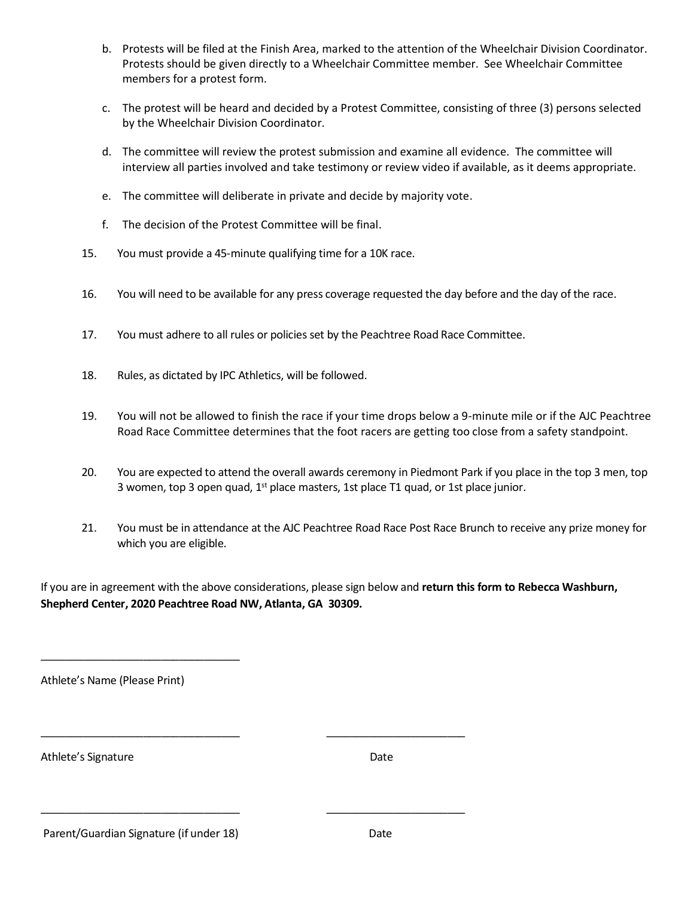b. Protests will be filed at the Finish Area, marked to the attention of the Wheelchair Division Coordinator. Protests should be given directly to a Wheelchair Committee member. See Wheelchair Committee members for a protest form.

c. The protest will be heard and decided by a Protest Committee, consisting of three (3) persons selected by the Wheelchair Division Coordinator.

d. The committee will review the protest submission and examine all evidence. The committee will interview all parties involved and take testimony or review video if available, as it deems appropriate.

e. The committee will deliberate in private and decide by majority vote.

f. The decision of the Protest Committee will be final.

15. You must provide a 45-minute qualifying time for a 10K race.

16. You will need to be available for any press coverage requested the day before and the day of the race.

17. You must adhere to all rules or policies set by the Peachtree Road Race Committee.

18. Rules, as dictated by IPC Athletics, will be followed.

19. You will not be allowed to finish the race if your time drops below a 9-minute mile or if the AJC Peachtree Road Race Committee determines that the foot racers are getting too close from a safety standpoint.

20. You are expected to attend the overall awards ceremony in Piedmont Park if you place in the top 3 men, top 3 women, top 3 open quad, 1st place masters, 1st place T1 quad, or 1st place junior.

21. You must be in attendance at the AJC Peachtree Road Race Post Race Brunch to receive any prize money for which you are eligible.

If you are in agreement with the above considerations, please sign below and **return this form to Rebecca Washburn, Shepherd Center, 2020 Peachtree Road NW, Atlanta, GA 30309.**

\_\_\_\_\_\_\_\_\_\_\_\_\_\_\_\_\_\_\_\_\_\_\_\_\_\_\_\_\_\_\_\_

Athlete's Name (Please Print)

\_\_\_\_\_\_\_\_\_\_\_\_\_\_\_\_\_\_\_\_\_\_\_\_\_\_\_\_\_\_\_\_ \_\_\_\_\_\_\_\_\_\_\_\_\_\_\_\_\_\_\_\_\_\_

Athlete's Signature Date

\_\_\_\_\_\_\_\_\_\_\_\_\_\_\_\_\_\_\_\_\_\_\_\_\_\_\_\_\_\_\_\_ \_\_\_\_\_\_\_\_\_\_\_\_\_\_\_\_\_\_\_\_\_\_

Parent/Guardian Signature (if under 18) Date